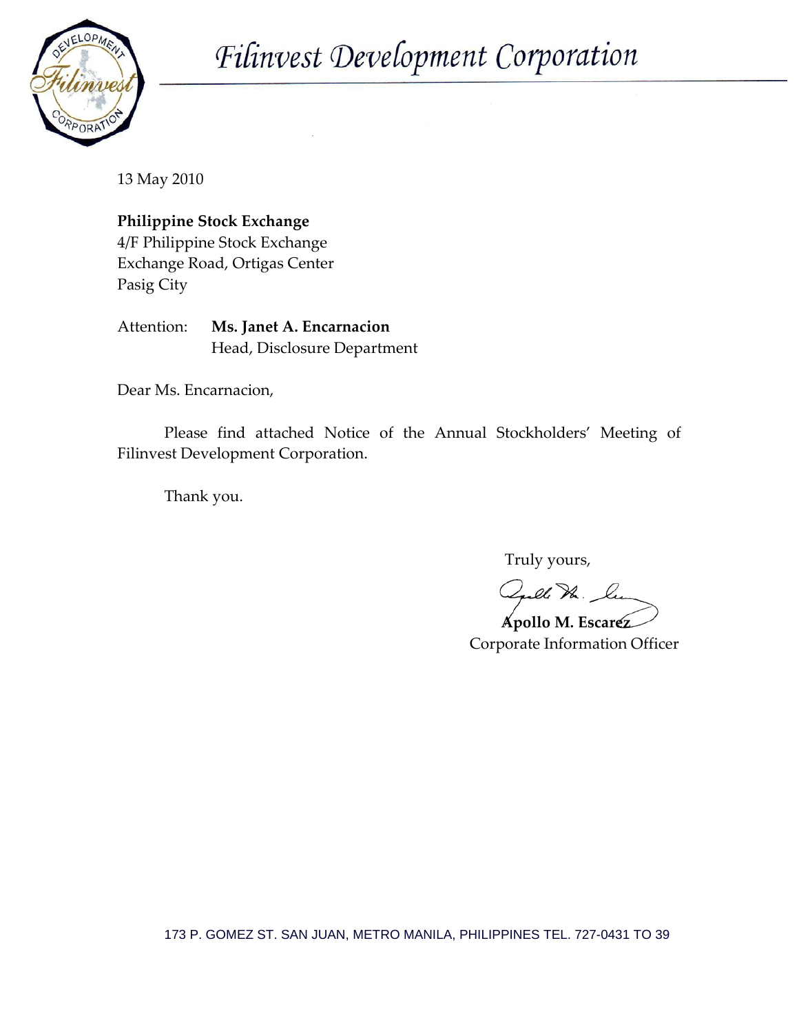# Filinvest Development Corporation

13 May 2010

**Philippine Stock Exchange**
4/F Philippine Stock Exchange
Exchange Road, Ortigas Center
Pasig City

Attention: **Ms. Janet A. Encarnacion**
Head, Disclosure Department

Dear Ms. Encarnacion,

Please find attached Notice of the Annual Stockholders' Meeting of Filinvest Development Corporation.

Thank you.

Truly yours,

**Apollo M. Escarez**
Corporate Information Officer

173 P. GOMEZ ST. SAN JUAN, METRO MANILA, PHILIPPINES TEL. 727-0431 TO 39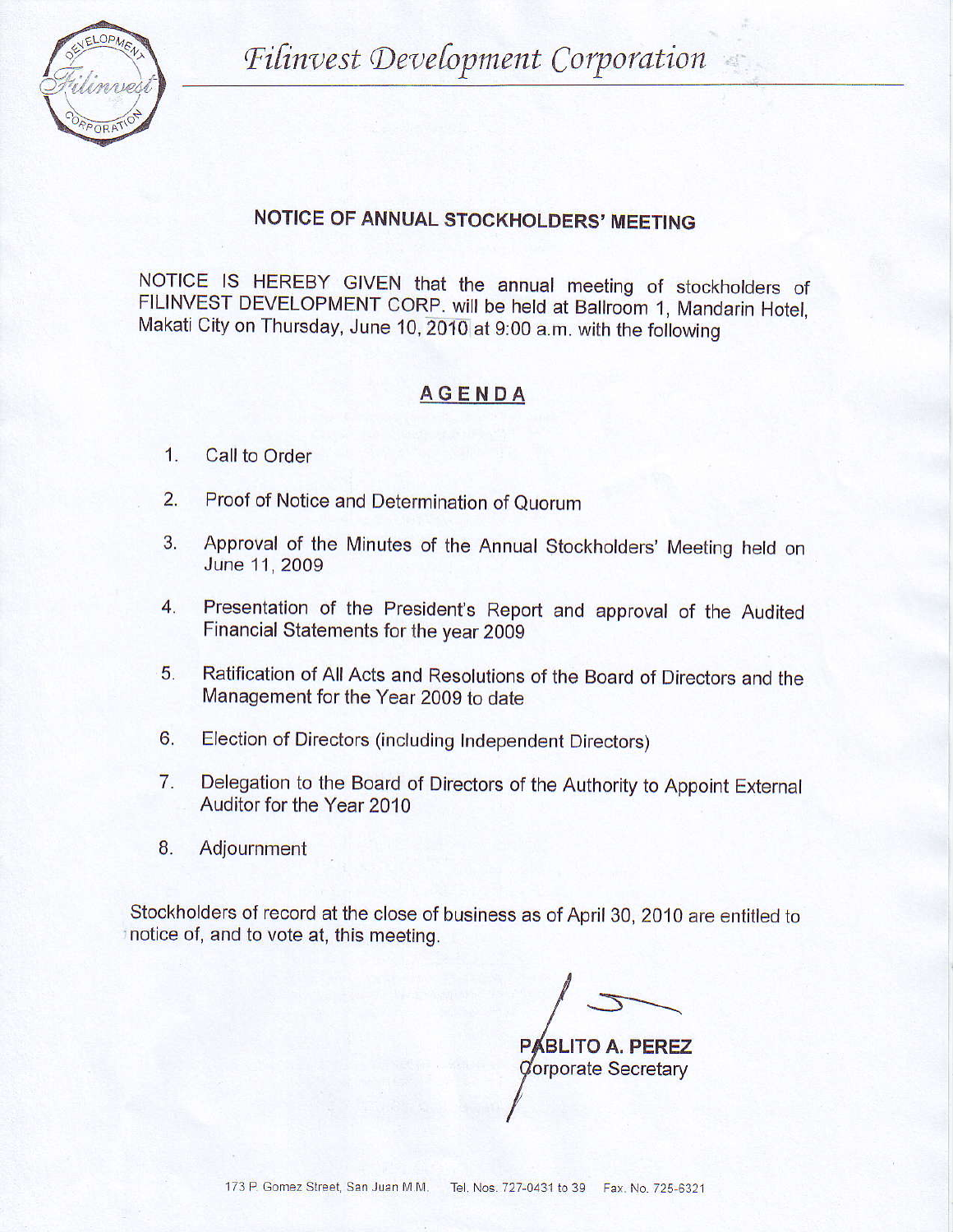# Filinvest Development Corporation

## NOTICE OF ANNUAL STOCKHOLDERS' MEETING

NOTICE IS HEREBY GIVEN that the annual meeting of stockholders of FILINVEST DEVELOPMENT CORP. will be held at Ballroom 1, Mandarin Hotel, Makati City on Thursday, June 10, 2010 at 9:00 a.m. with the following

### AGENDA

1. Call to Order
2. Proof of Notice and Determination of Quorum
3. Approval of the Minutes of the Annual Stockholders' Meeting held on June 11, 2009
4. Presentation of the President's Report and approval of the Audited Financial Statements for the year 2009
5. Ratification of All Acts and Resolutions of the Board of Directors and the Management for the Year 2009 to date
6. Election of Directors (including Independent Directors)
7. Delegation to the Board of Directors of the Authority to Appoint External Auditor for the Year 2010
8. Adjournment

Stockholders of record at the close of business as of April 30, 2010 are entitled to notice of, and to vote at, this meeting.

**PABLITO A. PEREZ**
Corporate Secretary

173 P. Gomez Street, San Juan M.M. Tel. Nos. 727-0431 to 39 Fax. No. 725-6321